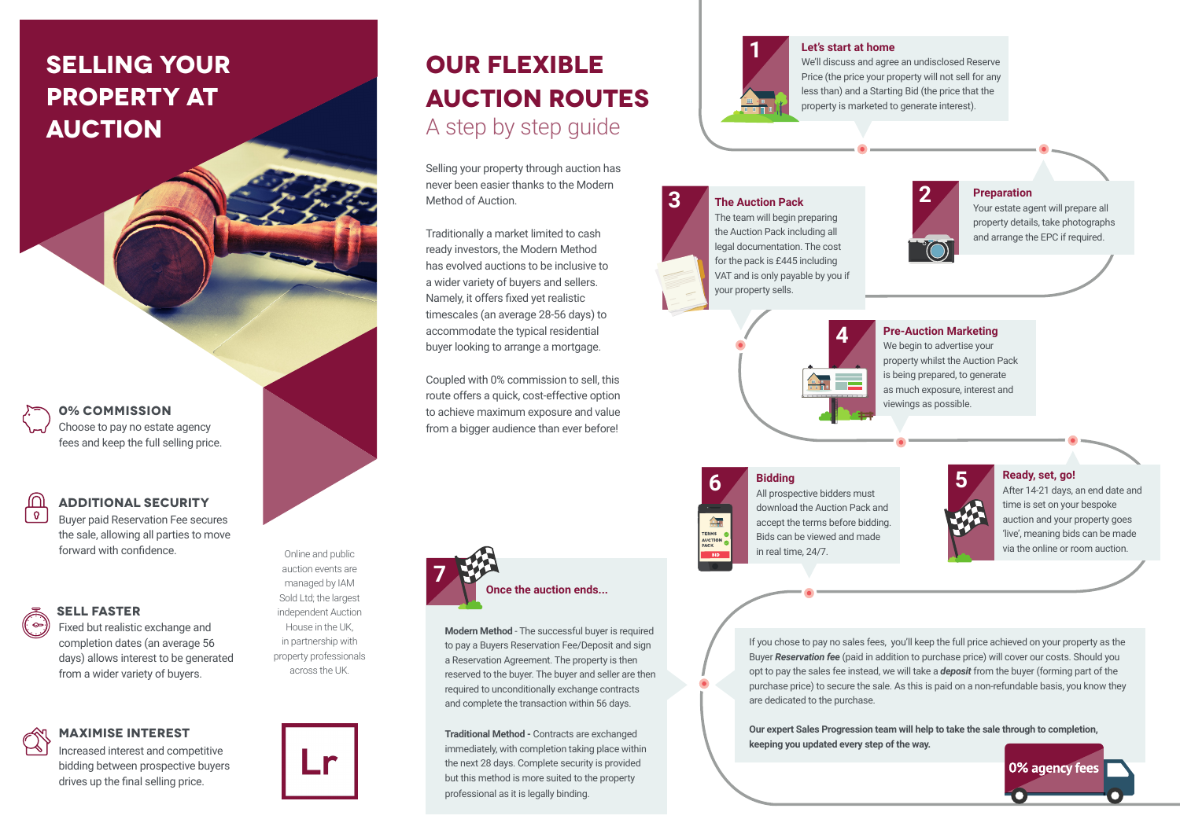# SELLING YOUR PROPERTY AT AUCTION

### 0% COMMISSION

Choose to pay no estate agency fees and keep the full selling price.

### ADDITIONAL SECURITY

Buyer paid Reservation Fee secures the sale, allowing all parties to move forward with confidence.

### SELL FASTER

Fixed but realistic exchange and completion dates (an average 56 days) allows interest to be generated from a wider variety of buyers.

### MAXIMISE INTEREST

Increased interest and competitive bidding between prospective buyers drives up the final selling price.

Online and public auction events are managed by IAM Sold Ltd; the largest independent Auction House in the UK, in partnership with property professionals across the UK.

# OUR FLEXIBLE AUCTION ROUTES

## A step by step guide

Selling your property through auction has never been easier thanks to the Modern Method of Auction.

Traditionally a market limited to cash ready investors, the Modern Method has evolved auctions to be inclusive to a wider variety of buyers and sellers. Namely, it offers fixed yet realistic timescales (an average 28-56 days) to accommodate the typical residential buyer looking to arrange a mortgage.

Coupled with 0% commission to sell, this route offers a quick, cost-effective option to achieve maximum exposure and value from a bigger audience than ever before!

### 1 Let's start at home

We'll discuss and agree an undisclosed Reserve Price (the price your property will not sell for any less than) and a Starting Bid (the price that the property is marketed to generate interest).

### 2 Preparation

Your estate agent will prepare all property details, take photographs and arrange the EPC if required.

### 3 The Auction Pack

The team will begin preparing the Auction Pack including all legal documentation. The cost for the pack is £445 including VAT and is only payable by you if your property sells.

### 4 Pre-Auction Marketing

We begin to advertise your property whilst the Auction Pack is being prepared, to generate as much exposure, interest and viewings as possible.

### 5 Ready, set, go!

After 14-21 days, an end date and time is set on your bespoke auction and your property goes 'live', meaning bids can be made via the online or room auction.

### 6 Bidding

All prospective bidders must download the Auction Pack and accept the terms before bidding. Bids can be viewed and made in real time, 24/7.

### 7 Once the auction ends...

**Modern Method** - The successful buyer is required to pay a Buyers Reservation Fee/Deposit and sign a Reservation Agreement. The property is then reserved to the buyer. The buyer and seller are then required to unconditionally exchange contracts and complete the transaction within 56 days.

**Traditional Method -** Contracts are exchanged immediately, with completion taking place within the next 28 days. Complete security is provided but this method is more suited to the property professional as it is legally binding.

If you chose to pay no sales fees, you'll keep the full price achieved on your property as the Buyer ***Reservation fee*** (paid in addition to purchase price) will cover our costs. Should you opt to pay the sales fee instead, we will take a ***deposit*** from the buyer (forming part of the purchase price) to secure the sale. As this is paid on a non-refundable basis, you know they are dedicated to the purchase.

**Our expert Sales Progression team will help to take the sale through to completion, keeping you updated every step of the way.**

0% agency fees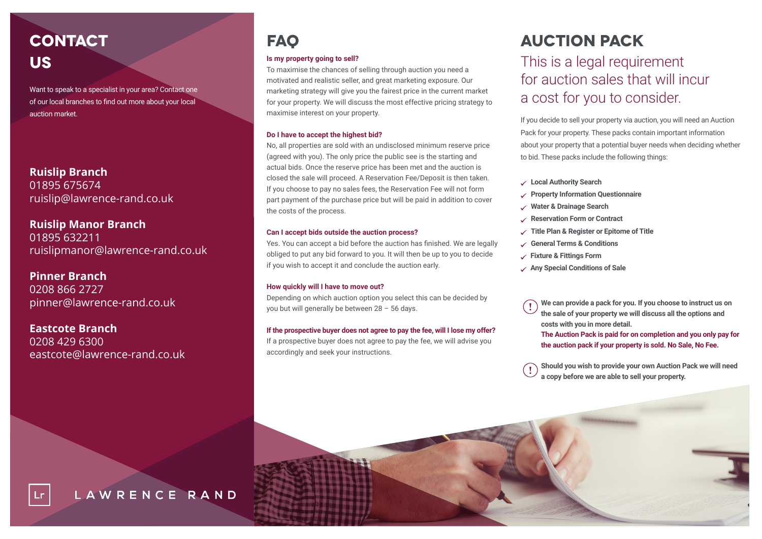# CONTACT US

Want to speak to a specialist in your area? Contact one of our local branches to find out more about your local auction market.

**Ruislip Branch**
01895 675674
ruislip@lawrence-rand.co.uk

**Ruislip Manor Branch**
01895 632211
ruislipmanor@lawrence-rand.co.uk

**Pinner Branch**
0208 866 2727
pinner@lawrence-rand.co.uk

**Eastcote Branch**
0208 429 6300
eastcote@lawrence-rand.co.uk

Lr LAWRENCE RAND

# FAQ

**Is my property going to sell?**

To maximise the chances of selling through auction you need a motivated and realistic seller, and great marketing exposure. Our marketing strategy will give you the fairest price in the current market for your property. We will discuss the most effective pricing strategy to maximise interest on your property.

**Do I have to accept the highest bid?**

No, all properties are sold with an undisclosed minimum reserve price (agreed with you). The only price the public see is the starting and actual bids. Once the reserve price has been met and the auction is closed the sale will proceed. A Reservation Fee/Deposit is then taken. If you choose to pay no sales fees, the Reservation Fee will not form part payment of the purchase price but will be paid in addition to cover the costs of the process.

**Can I accept bids outside the auction process?**

Yes. You can accept a bid before the auction has finished. We are legally obliged to put any bid forward to you. It will then be up to you to decide if you wish to accept it and conclude the auction early.

**How quickly will I have to move out?**

Depending on which auction option you select this can be decided by you but will generally be between 28 – 56 days.

**If the prospective buyer does not agree to pay the fee, will I lose my offer?**

If a prospective buyer does not agree to pay the fee, we will advise you accordingly and seek your instructions.

# AUCTION PACK

## This is a legal requirement for auction sales that will incur a cost for you to consider.

If you decide to sell your property via auction, you will need an Auction Pack for your property. These packs contain important information about your property that a potential buyer needs when deciding whether to bid. These packs include the following things:

- ✓ **Local Authority Search**
- ✓ **Property Information Questionnaire**
- ✓ **Water & Drainage Search**
- ✓ **Reservation Form or Contract**
- ✓ **Title Plan & Register or Epitome of Title**
- ✓ **General Terms & Conditions**
- ✓ **Fixture & Fittings Form**
- ✓ **Any Special Conditions of Sale**

**We can provide a pack for you. If you choose to instruct us on the sale of your property we will discuss all the options and costs with you in more detail.**
**The Auction Pack is paid for on completion and you only pay for the auction pack if your property is sold. No Sale, No Fee.**

**Should you wish to provide your own Auction Pack we will need a copy before we are able to sell your property.**